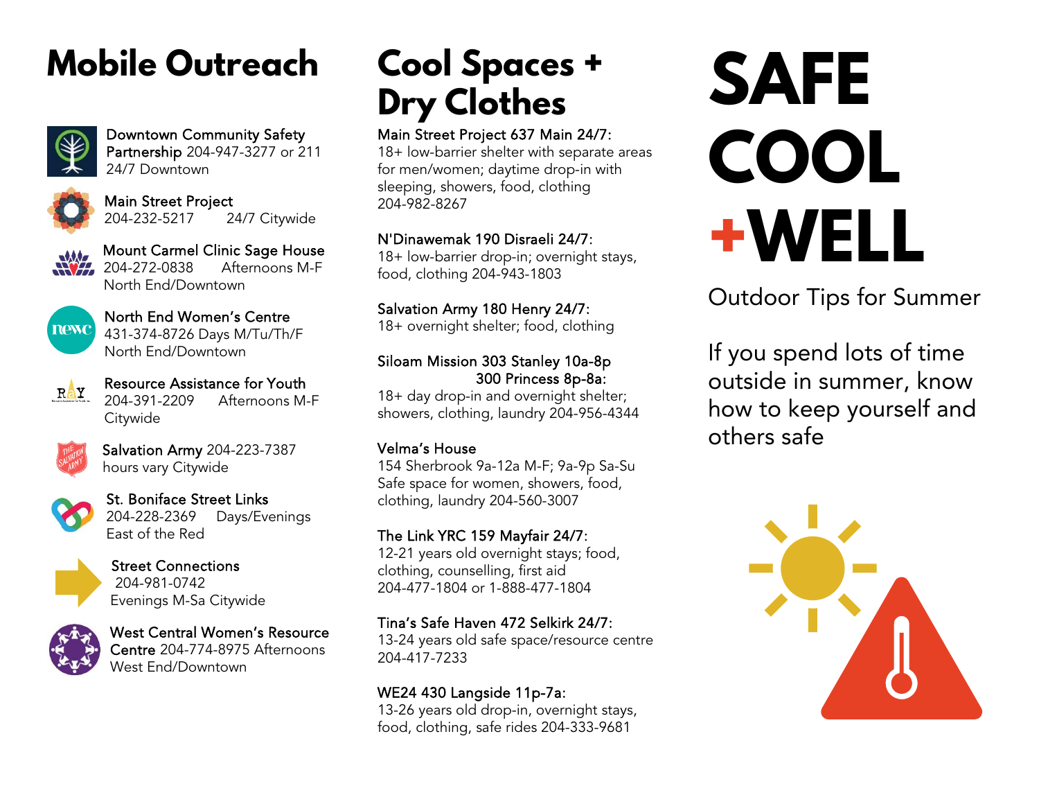# Mobile Outreach

**Downtown Community Safety Partnership** 204-947-3277 or 211
24/7 Downtown

**Main Street Project**
204-232-5217 24/7 Citywide

**Mount Carmel Clinic Sage House**
204-272-0838 Afternoons M-F
North End/Downtown

**North End Women's Centre**
431-374-8726 Days M/Tu/Th/F
North End/Downtown

**Resource Assistance for Youth**
204-391-2209 Afternoons M-F
Citywide

**Salvation Army** 204-223-7387
hours vary Citywide

**St. Boniface Street Links**
204-228-2369 Days/Evenings
East of the Red

**Street Connections**
204-981-0742
Evenings M-Sa Citywide

**West Central Women's Resource Centre** 204-774-8975 Afternoons
West End/Downtown

# Cool Spaces + Dry Clothes

**Main Street Project 637 Main 24/7:**
18+ low-barrier shelter with separate areas for men/women; daytime drop-in with sleeping, showers, food, clothing
204-982-8267

**N'Dinawemak 190 Disraeli 24/7:**
18+ low-barrier drop-in; overnight stays, food, clothing 204-943-1803

**Salvation Army 180 Henry 24/7:**
18+ overnight shelter; food, clothing

**Siloam Mission 303 Stanley 10a-8p**
**300 Princess 8p-8a:**
18+ day drop-in and overnight shelter; showers, clothing, laundry 204-956-4344

**Velma's House**
154 Sherbrook 9a-12a M-F; 9a-9p Sa-Su
Safe space for women, showers, food, clothing, laundry 204-560-3007

**The Link YRC 159 Mayfair 24/7:**
12-21 years old overnight stays; food, clothing, counselling, first aid
204-477-1804 or 1-888-477-1804

**Tina's Safe Haven 472 Selkirk 24/7:**
13-24 years old safe space/resource centre
204-417-7233

**WE24 430 Langside 11p-7a:**
13-26 years old drop-in, overnight stays, food, clothing, safe rides 204-333-9681

# SAFE COOL +WELL

## Outdoor Tips for Summer

If you spend lots of time outside in summer, know how to keep yourself and others safe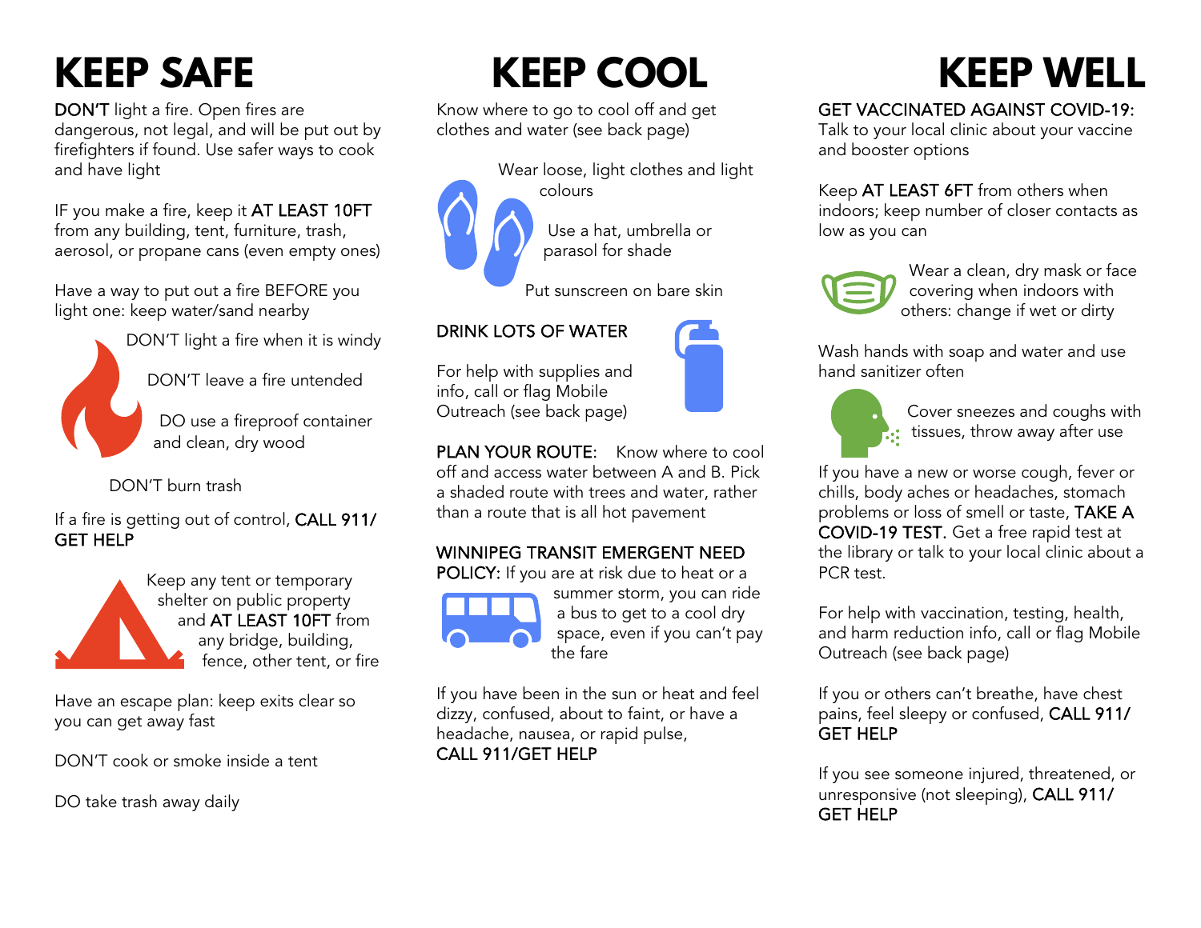# KEEP SAFE

DON'T light a fire. Open fires are dangerous, not legal, and will be put out by firefighters if found. Use safer ways to cook and have light

IF you make a fire, keep it AT LEAST 10FT from any building, tent, furniture, trash, aerosol, or propane cans (even empty ones)

Have a way to put out a fire BEFORE you light one: keep water/sand nearby

DON'T light a fire when it is windy

DON'T leave a fire untended

DO use a fireproof container and clean, dry wood

DON'T burn trash

If a fire is getting out of control, CALL 911/ GET HELP

Keep any tent or temporary shelter on public property and AT LEAST 10FT from any bridge, building, fence, other tent, or fire

Have an escape plan: keep exits clear so you can get away fast

DON'T cook or smoke inside a tent

DO take trash away daily

# KEEP COOL

Know where to go to cool off and get clothes and water (see back page)

Wear loose, light clothes and light colours

Use a hat, umbrella or parasol for shade

Put sunscreen on bare skin

DRINK LOTS OF WATER

For help with supplies and info, call or flag Mobile Outreach (see back page)

PLAN YOUR ROUTE: Know where to cool off and access water between A and B. Pick a shaded route with trees and water, rather than a route that is all hot pavement

WINNIPEG TRANSIT EMERGENT NEED POLICY: If you are at risk due to heat or a summer storm, you can ride a bus to get to a cool dry space, even if you can't pay the fare

If you have been in the sun or heat and feel dizzy, confused, about to faint, or have a headache, nausea, or rapid pulse, CALL 911/GET HELP

# KEEP WELL

GET VACCINATED AGAINST COVID-19: Talk to your local clinic about your vaccine and booster options

Keep AT LEAST 6FT from others when indoors; keep number of closer contacts as low as you can

Wear a clean, dry mask or face covering when indoors with others: change if wet or dirty

Wash hands with soap and water and use hand sanitizer often

Cover sneezes and coughs with tissues, throw away after use

If you have a new or worse cough, fever or chills, body aches or headaches, stomach problems or loss of smell or taste, TAKE A COVID-19 TEST. Get a free rapid test at the library or talk to your local clinic about a PCR test.

For help with vaccination, testing, health, and harm reduction info, call or flag Mobile Outreach (see back page)

If you or others can't breathe, have chest pains, feel sleepy or confused, CALL 911/ GET HELP

If you see someone injured, threatened, or unresponsive (not sleeping), CALL 911/ GET HELP